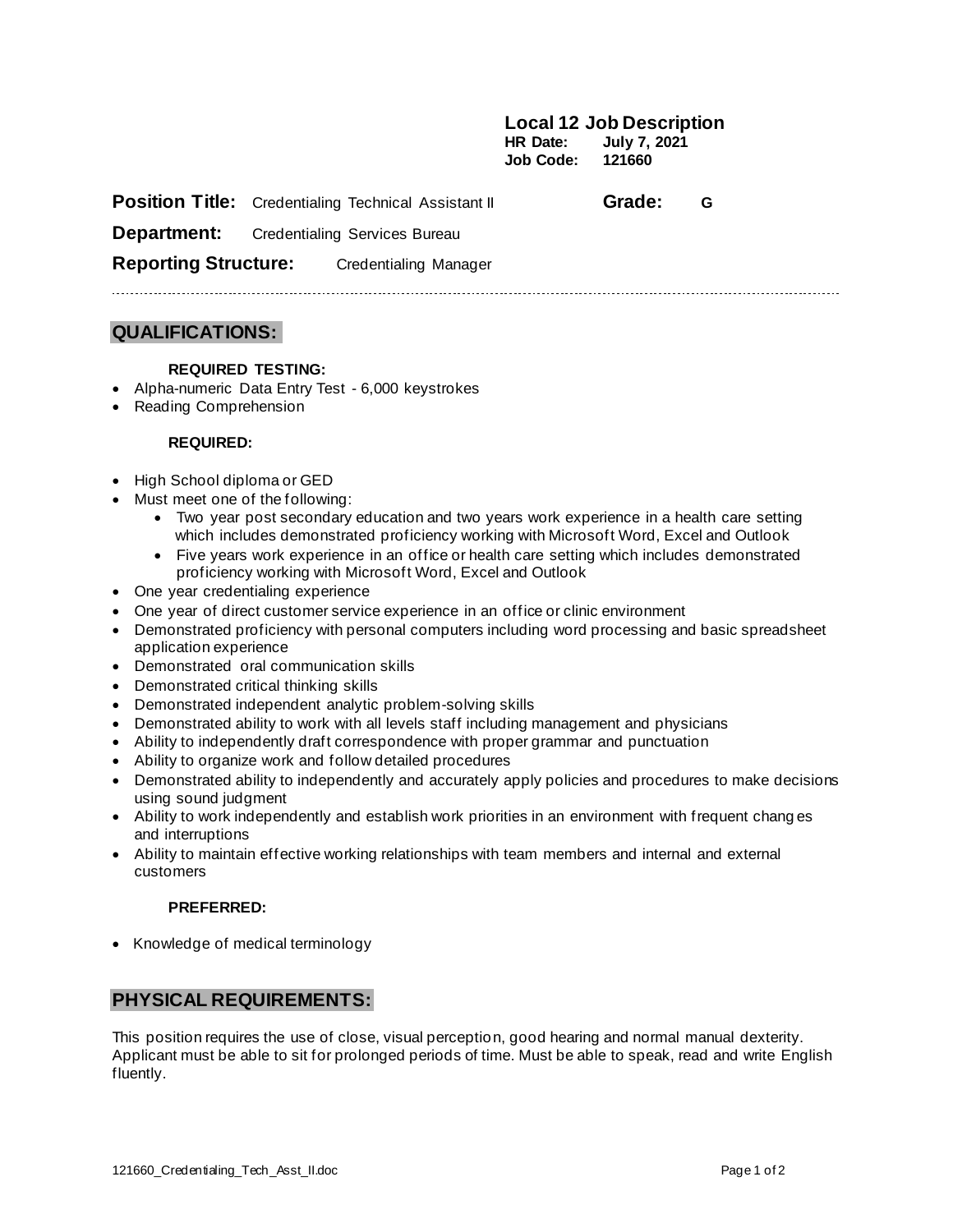# Local 12 Job Description

**HR Date:** July 7, 2021
**Job Code:** 121660

**Position Title:** Credentialing Technical Assistant II **Grade:** G

**Department:** Credentialing Services Bureau

**Reporting Structure:** Credentialing Manager

---

## QUALIFICATIONS:

### REQUIRED TESTING:

- Alpha-numeric Data Entry Test - 6,000 keystrokes
- Reading Comprehension

### REQUIRED:

- High School diploma or GED
- Must meet one of the following:
  - Two year post secondary education and two years work experience in a health care setting which includes demonstrated proficiency working with Microsoft Word, Excel and Outlook
  - Five years work experience in an office or health care setting which includes demonstrated proficiency working with Microsoft Word, Excel and Outlook
- One year credentialing experience
- One year of direct customer service experience in an office or clinic environment
- Demonstrated proficiency with personal computers including word processing and basic spreadsheet application experience
- Demonstrated oral communication skills
- Demonstrated critical thinking skills
- Demonstrated independent analytic problem-solving skills
- Demonstrated ability to work with all levels staff including management and physicians
- Ability to independently draft correspondence with proper grammar and punctuation
- Ability to organize work and follow detailed procedures
- Demonstrated ability to independently and accurately apply policies and procedures to make decisions using sound judgment
- Ability to work independently and establish work priorities in an environment with frequent changes and interruptions
- Ability to maintain effective working relationships with team members and internal and external customers

### PREFERRED:

- Knowledge of medical terminology

## PHYSICAL REQUIREMENTS:

This position requires the use of close, visual perception, good hearing and normal manual dexterity. Applicant must be able to sit for prolonged periods of time. Must be able to speak, read and write English fluently.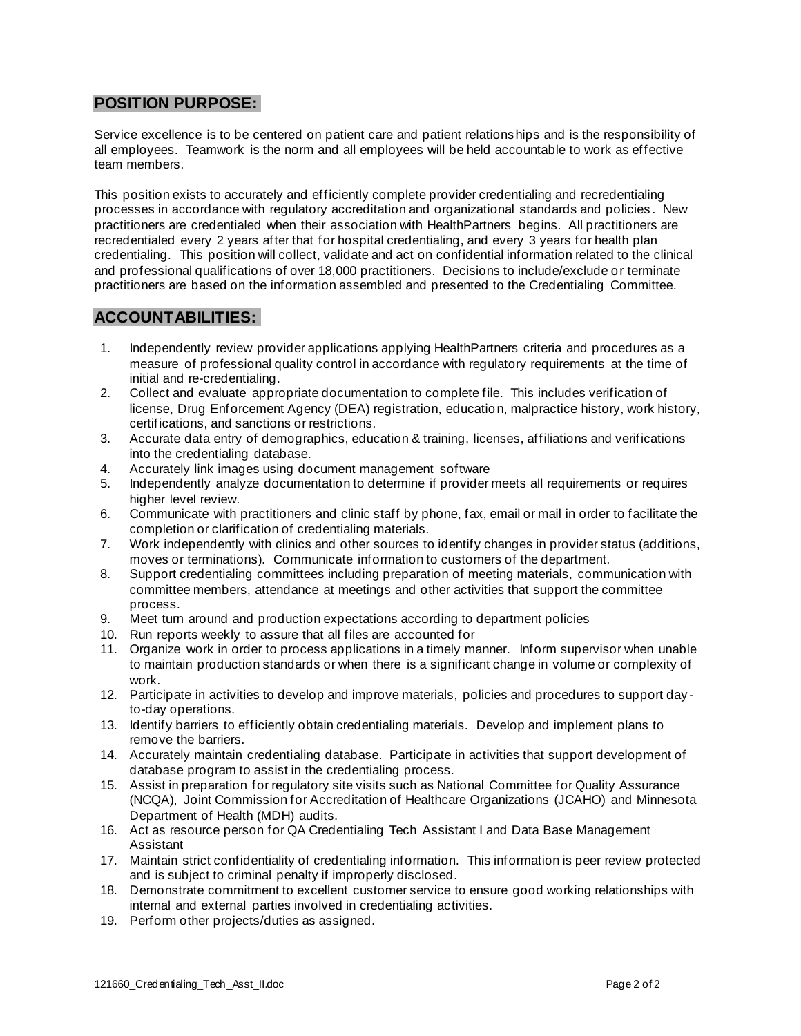## POSITION PURPOSE:

Service excellence is to be centered on patient care and patient relationships and is the responsibility of all employees. Teamwork is the norm and all employees will be held accountable to work as effective team members.

This position exists to accurately and efficiently complete provider credentialing and recredentialing processes in accordance with regulatory accreditation and organizational standards and policies. New practitioners are credentialed when their association with HealthPartners begins. All practitioners are recredentialed every 2 years after that for hospital credentialing, and every 3 years for health plan credentialing. This position will collect, validate and act on confidential information related to the clinical and professional qualifications of over 18,000 practitioners. Decisions to include/exclude or terminate practitioners are based on the information assembled and presented to the Credentialing Committee.

## ACCOUNTABILITIES:

1. Independently review provider applications applying HealthPartners criteria and procedures as a measure of professional quality control in accordance with regulatory requirements at the time of initial and re-credentialing.
2. Collect and evaluate appropriate documentation to complete file. This includes verification of license, Drug Enforcement Agency (DEA) registration, education, malpractice history, work history, certifications, and sanctions or restrictions.
3. Accurate data entry of demographics, education & training, licenses, affiliations and verifications into the credentialing database.
4. Accurately link images using document management software
5. Independently analyze documentation to determine if provider meets all requirements or requires higher level review.
6. Communicate with practitioners and clinic staff by phone, fax, email or mail in order to facilitate the completion or clarification of credentialing materials.
7. Work independently with clinics and other sources to identify changes in provider status (additions, moves or terminations). Communicate information to customers of the department.
8. Support credentialing committees including preparation of meeting materials, communication with committee members, attendance at meetings and other activities that support the committee process.
9. Meet turn around and production expectations according to department policies
10. Run reports weekly to assure that all files are accounted for
11. Organize work in order to process applications in a timely manner. Inform supervisor when unable to maintain production standards or when there is a significant change in volume or complexity of work.
12. Participate in activities to develop and improve materials, policies and procedures to support day-to-day operations.
13. Identify barriers to efficiently obtain credentialing materials. Develop and implement plans to remove the barriers.
14. Accurately maintain credentialing database. Participate in activities that support development of database program to assist in the credentialing process.
15. Assist in preparation for regulatory site visits such as National Committee for Quality Assurance (NCQA), Joint Commission for Accreditation of Healthcare Organizations (JCAHO) and Minnesota Department of Health (MDH) audits.
16. Act as resource person for QA Credentialing Tech Assistant I and Data Base Management Assistant
17. Maintain strict confidentiality of credentialing information. This information is peer review protected and is subject to criminal penalty if improperly disclosed.
18. Demonstrate commitment to excellent customer service to ensure good working relationships with internal and external parties involved in credentialing activities.
19. Perform other projects/duties as assigned.